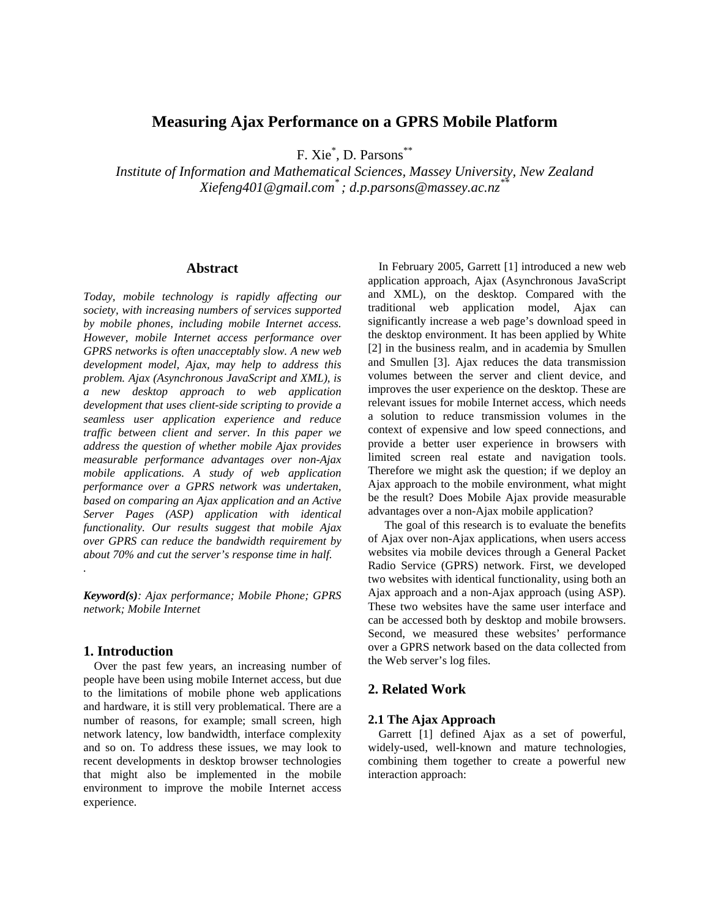# Measuring Ajax Performance on a GPRS Mobile Platform

F. Xie[*], D. Parsons[**]

*Institute of Information and Mathematical Sciences, Massey University, New Zealand*
*Xiefeng401@gmail.com[*] ; d.p.parsons@massey.ac.nz[**]*

## Abstract

*Today, mobile technology is rapidly affecting our society, with increasing numbers of services supported by mobile phones, including mobile Internet access. However, mobile Internet access performance over GPRS networks is often unacceptably slow. A new web development model, Ajax, may help to address this problem. Ajax (Asynchronous JavaScript and XML), is a new desktop approach to web application development that uses client-side scripting to provide a seamless user application experience and reduce traffic between client and server. In this paper we address the question of whether mobile Ajax provides measurable performance advantages over non-Ajax mobile applications. A study of web application performance over a GPRS network was undertaken, based on comparing an Ajax application and an Active Server Pages (ASP) application with identical functionality. Our results suggest that mobile Ajax over GPRS can reduce the bandwidth requirement by about 70% and cut the server's response time in half.*

.

***Keyword(s)****: Ajax performance; Mobile Phone; GPRS network; Mobile Internet*

## 1. Introduction

Over the past few years, an increasing number of people have been using mobile Internet access, but due to the limitations of mobile phone web applications and hardware, it is still very problematical. There are a number of reasons, for example; small screen, high network latency, low bandwidth, interface complexity and so on. To address these issues, we may look to recent developments in desktop browser technologies that might also be implemented in the mobile environment to improve the mobile Internet access experience.

In February 2005, Garrett [1] introduced a new web application approach, Ajax (Asynchronous JavaScript and XML), on the desktop. Compared with the traditional web application model, Ajax can significantly increase a web page's download speed in the desktop environment. It has been applied by White [2] in the business realm, and in academia by Smullen and Smullen [3]. Ajax reduces the data transmission volumes between the server and client device, and improves the user experience on the desktop. These are relevant issues for mobile Internet access, which needs a solution to reduce transmission volumes in the context of expensive and low speed connections, and provide a better user experience in browsers with limited screen real estate and navigation tools. Therefore we might ask the question; if we deploy an Ajax approach to the mobile environment, what might be the result? Does Mobile Ajax provide measurable advantages over a non-Ajax mobile application?

The goal of this research is to evaluate the benefits of Ajax over non-Ajax applications, when users access websites via mobile devices through a General Packet Radio Service (GPRS) network. First, we developed two websites with identical functionality, using both an Ajax approach and a non-Ajax approach (using ASP). These two websites have the same user interface and can be accessed both by desktop and mobile browsers. Second, we measured these websites' performance over a GPRS network based on the data collected from the Web server's log files.

## 2. Related Work

### 2.1 The Ajax Approach

Garrett [1] defined Ajax as a set of powerful, widely-used, well-known and mature technologies, combining them together to create a powerful new interaction approach: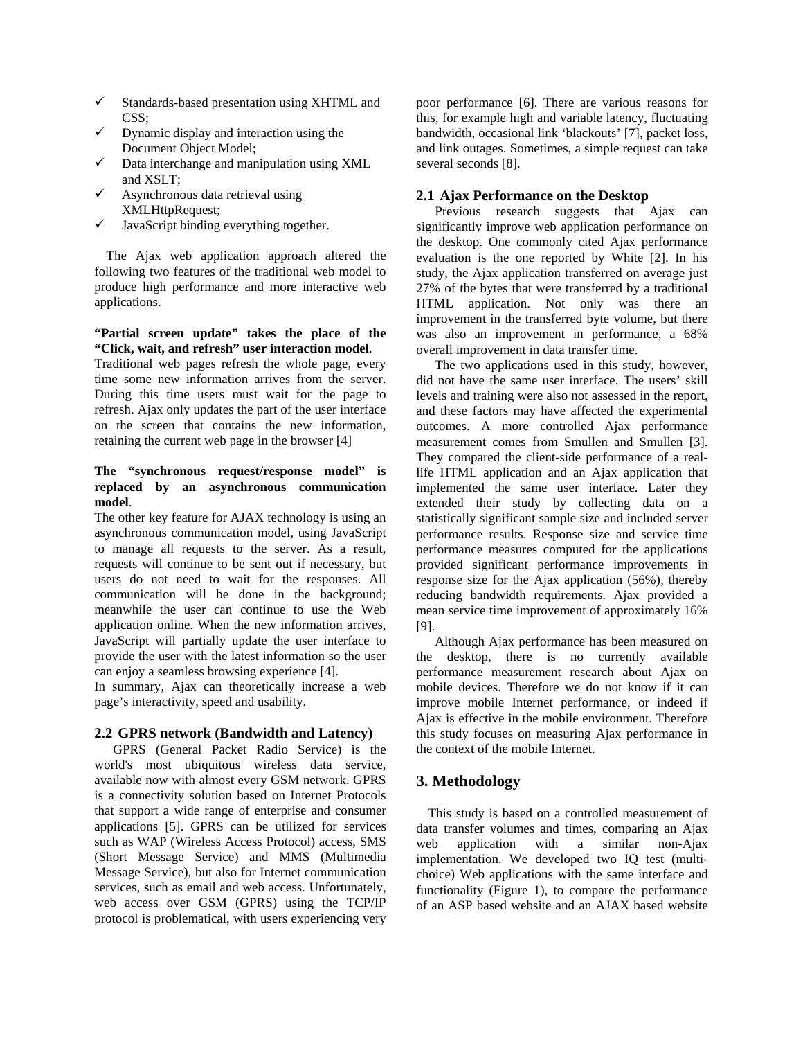- ✓ Standards-based presentation using XHTML and CSS;
- ✓ Dynamic display and interaction using the Document Object Model;
- ✓ Data interchange and manipulation using XML and XSLT;
- ✓ Asynchronous data retrieval using XMLHttpRequest;
- ✓ JavaScript binding everything together.

The Ajax web application approach altered the following two features of the traditional web model to produce high performance and more interactive web applications.

**“Partial screen update” takes the place of the “Click, wait, and refresh” user interaction model**.
Traditional web pages refresh the whole page, every time some new information arrives from the server. During this time users must wait for the page to refresh. Ajax only updates the part of the user interface on the screen that contains the new information, retaining the current web page in the browser [4]

**The “synchronous request/response model” is replaced by an asynchronous communication model**.
The other key feature for AJAX technology is using an asynchronous communication model, using JavaScript to manage all requests to the server. As a result, requests will continue to be sent out if necessary, but users do not need to wait for the responses. All communication will be done in the background; meanwhile the user can continue to use the Web application online. When the new information arrives, JavaScript will partially update the user interface to provide the user with the latest information so the user can enjoy a seamless browsing experience [4].
In summary, Ajax can theoretically increase a web page’s interactivity, speed and usability.

## 2.2 GPRS network (Bandwidth and Latency)

GPRS (General Packet Radio Service) is the world's most ubiquitous wireless data service, available now with almost every GSM network. GPRS is a connectivity solution based on Internet Protocols that support a wide range of enterprise and consumer applications [5]. GPRS can be utilized for services such as WAP (Wireless Access Protocol) access, SMS (Short Message Service) and MMS (Multimedia Message Service), but also for Internet communication services, such as email and web access. Unfortunately, web access over GSM (GPRS) using the TCP/IP protocol is problematical, with users experiencing very poor performance [6]. There are various reasons for this, for example high and variable latency, fluctuating bandwidth, occasional link ‘blackouts’ [7], packet loss, and link outages. Sometimes, a simple request can take several seconds [8].

## 2.1 Ajax Performance on the Desktop

Previous research suggests that Ajax can significantly improve web application performance on the desktop. One commonly cited Ajax performance evaluation is the one reported by White [2]. In his study, the Ajax application transferred on average just 27% of the bytes that were transferred by a traditional HTML application. Not only was there an improvement in the transferred byte volume, but there was also an improvement in performance, a 68% overall improvement in data transfer time.

The two applications used in this study, however, did not have the same user interface. The users’ skill levels and training were also not assessed in the report, and these factors may have affected the experimental outcomes. A more controlled Ajax performance measurement comes from Smullen and Smullen [3]. They compared the client-side performance of a real-life HTML application and an Ajax application that implemented the same user interface. Later they extended their study by collecting data on a statistically significant sample size and included server performance results. Response size and service time performance measures computed for the applications provided significant performance improvements in response size for the Ajax application (56%), thereby reducing bandwidth requirements. Ajax provided a mean service time improvement of approximately 16% [9].

Although Ajax performance has been measured on the desktop, there is no currently available performance measurement research about Ajax on mobile devices. Therefore we do not know if it can improve mobile Internet performance, or indeed if Ajax is effective in the mobile environment. Therefore this study focuses on measuring Ajax performance in the context of the mobile Internet.

# 3. Methodology

This study is based on a controlled measurement of data transfer volumes and times, comparing an Ajax web application with a similar non-Ajax implementation. We developed two IQ test (multi-choice) Web applications with the same interface and functionality (Figure 1), to compare the performance of an ASP based website and an AJAX based website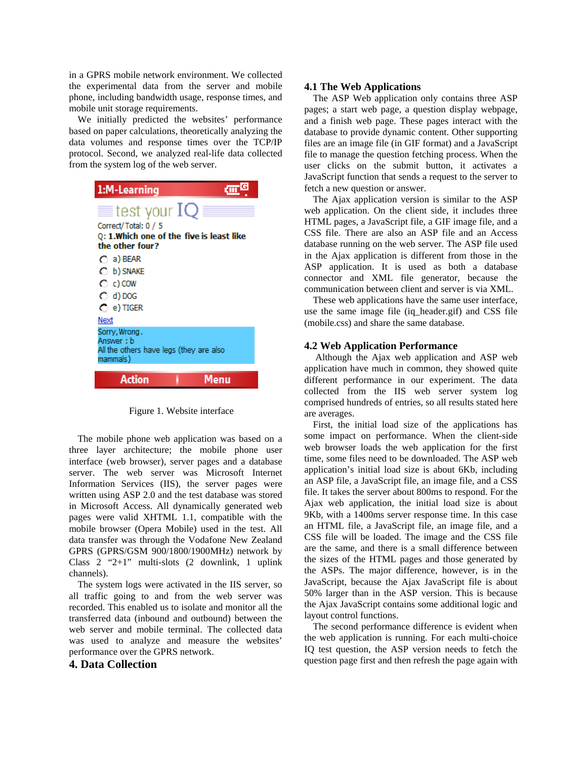in a GPRS mobile network environment. We collected the experimental data from the server and mobile phone, including bandwidth usage, response times, and mobile unit storage requirements.

We initially predicted the websites' performance based on paper calculations, theoretically analyzing the data volumes and response times over the TCP/IP protocol. Second, we analyzed real-life data collected from the system log of the web server.

Figure 1. Website interface

The mobile phone web application was based on a three layer architecture; the mobile phone user interface (web browser), server pages and a database server. The web server was Microsoft Internet Information Services (IIS), the server pages were written using ASP 2.0 and the test database was stored in Microsoft Access. All dynamically generated web pages were valid XHTML 1.1, compatible with the mobile browser (Opera Mobile) used in the test. All data transfer was through the Vodafone New Zealand GPRS (GPRS/GSM 900/1800/1900MHz) network by Class 2 "2+1" multi-slots (2 downlink, 1 uplink channels).

The system logs were activated in the IIS server, so all traffic going to and from the web server was recorded. This enabled us to isolate and monitor all the transferred data (inbound and outbound) between the web server and mobile terminal. The collected data was used to analyze and measure the websites' performance over the GPRS network.

## 4. Data Collection

### 4.1 The Web Applications

The ASP Web application only contains three ASP pages; a start web page, a question display webpage, and a finish web page. These pages interact with the database to provide dynamic content. Other supporting files are an image file (in GIF format) and a JavaScript file to manage the question fetching process. When the user clicks on the submit button, it activates a JavaScript function that sends a request to the server to fetch a new question or answer.

The Ajax application version is similar to the ASP web application. On the client side, it includes three HTML pages, a JavaScript file, a GIF image file, and a CSS file. There are also an ASP file and an Access database running on the web server. The ASP file used in the Ajax application is different from those in the ASP application. It is used as both a database connector and XML file generator, because the communication between client and server is via XML.

These web applications have the same user interface, use the same image file (iq_header.gif) and CSS file (mobile.css) and share the same database.

### 4.2 Web Application Performance

Although the Ajax web application and ASP web application have much in common, they showed quite different performance in our experiment. The data collected from the IIS web server system log comprised hundreds of entries, so all results stated here are averages.

First, the initial load size of the applications has some impact on performance. When the client-side web browser loads the web application for the first time, some files need to be downloaded. The ASP web application's initial load size is about 6Kb, including an ASP file, a JavaScript file, an image file, and a CSS file. It takes the server about 800ms to respond. For the Ajax web application, the initial load size is about 9Kb, with a 1400ms server response time. In this case an HTML file, a JavaScript file, an image file, and a CSS file will be loaded. The image and the CSS file are the same, and there is a small difference between the sizes of the HTML pages and those generated by the ASPs. The major difference, however, is in the JavaScript, because the Ajax JavaScript file is about 50% larger than in the ASP version. This is because the Ajax JavaScript contains some additional logic and layout control functions.

The second performance difference is evident when the web application is running. For each multi-choice IQ test question, the ASP version needs to fetch the question page first and then refresh the page again with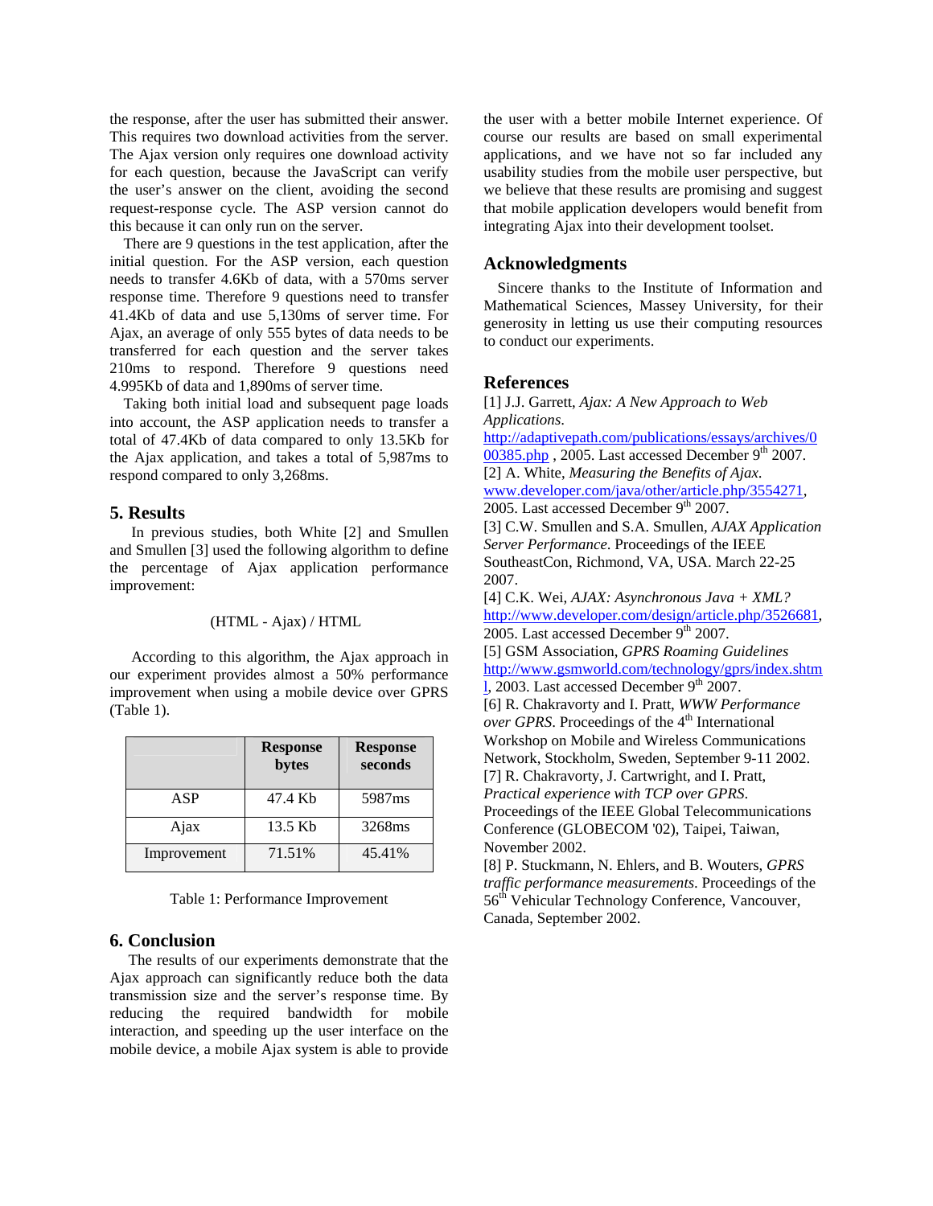the response, after the user has submitted their answer. This requires two download activities from the server. The Ajax version only requires one download activity for each question, because the JavaScript can verify the user's answer on the client, avoiding the second request-response cycle. The ASP version cannot do this because it can only run on the server.

There are 9 questions in the test application, after the initial question. For the ASP version, each question needs to transfer 4.6Kb of data, with a 570ms server response time. Therefore 9 questions need to transfer 41.4Kb of data and use 5,130ms of server time. For Ajax, an average of only 555 bytes of data needs to be transferred for each question and the server takes 210ms to respond. Therefore 9 questions need 4.995Kb of data and 1,890ms of server time.

Taking both initial load and subsequent page loads into account, the ASP application needs to transfer a total of 47.4Kb of data compared to only 13.5Kb for the Ajax application, and takes a total of 5,987ms to respond compared to only 3,268ms.

## 5. Results

In previous studies, both White [2] and Smullen and Smullen [3] used the following algorithm to define the percentage of Ajax application performance improvement:

$$(\text{HTML} - \text{Ajax}) / \text{HTML}$$

According to this algorithm, the Ajax approach in our experiment provides almost a 50% performance improvement when using a mobile device over GPRS (Table 1).

| | Response bytes | Response seconds |
|---|---|---|
| ASP | 47.4 Kb | 5987ms |
| Ajax | 13.5 Kb | 3268ms |
| Improvement | 71.51% | 45.41% |

Table 1: Performance Improvement

## 6. Conclusion

The results of our experiments demonstrate that the Ajax approach can significantly reduce both the data transmission size and the server's response time. By reducing the required bandwidth for mobile interaction, and speeding up the user interface on the mobile device, a mobile Ajax system is able to provide the user with a better mobile Internet experience. Of course our results are based on small experimental applications, and we have not so far included any usability studies from the mobile user perspective, but we believe that these results are promising and suggest that mobile application developers would benefit from integrating Ajax into their development toolset.

## Acknowledgments

Sincere thanks to the Institute of Information and Mathematical Sciences, Massey University, for their generosity in letting us use their computing resources to conduct our experiments.

## References

[1] J.J. Garrett, *Ajax: A New Approach to Web Applications*. http://adaptivepath.com/publications/essays/archives/000385.php , 2005. Last accessed December 9th 2007.

[2] A. White, *Measuring the Benefits of Ajax*. www.developer.com/java/other/article.php/3554271, 2005. Last accessed December 9th 2007.

[3] C.W. Smullen and S.A. Smullen, *AJAX Application Server Performance*. Proceedings of the IEEE SoutheastCon, Richmond, VA, USA. March 22-25 2007.

[4] C.K. Wei, *AJAX: Asynchronous Java + XML?* http://www.developer.com/design/article.php/3526681, 2005. Last accessed December 9th 2007.

[5] GSM Association, *GPRS Roaming Guidelines* http://www.gsmworld.com/technology/gprs/index.shtml, 2003. Last accessed December 9th 2007.

[6] R. Chakravorty and I. Pratt, *WWW Performance over GPRS*. Proceedings of the 4th International Workshop on Mobile and Wireless Communications Network, Stockholm, Sweden, September 9-11 2002.

[7] R. Chakravorty, J. Cartwright, and I. Pratt, *Practical experience with TCP over GPRS*. Proceedings of the IEEE Global Telecommunications Conference (GLOBECOM '02), Taipei, Taiwan, November 2002.

[8] P. Stuckmann, N. Ehlers, and B. Wouters, *GPRS traffic performance measurements*. Proceedings of the 56th Vehicular Technology Conference, Vancouver, Canada, September 2002.